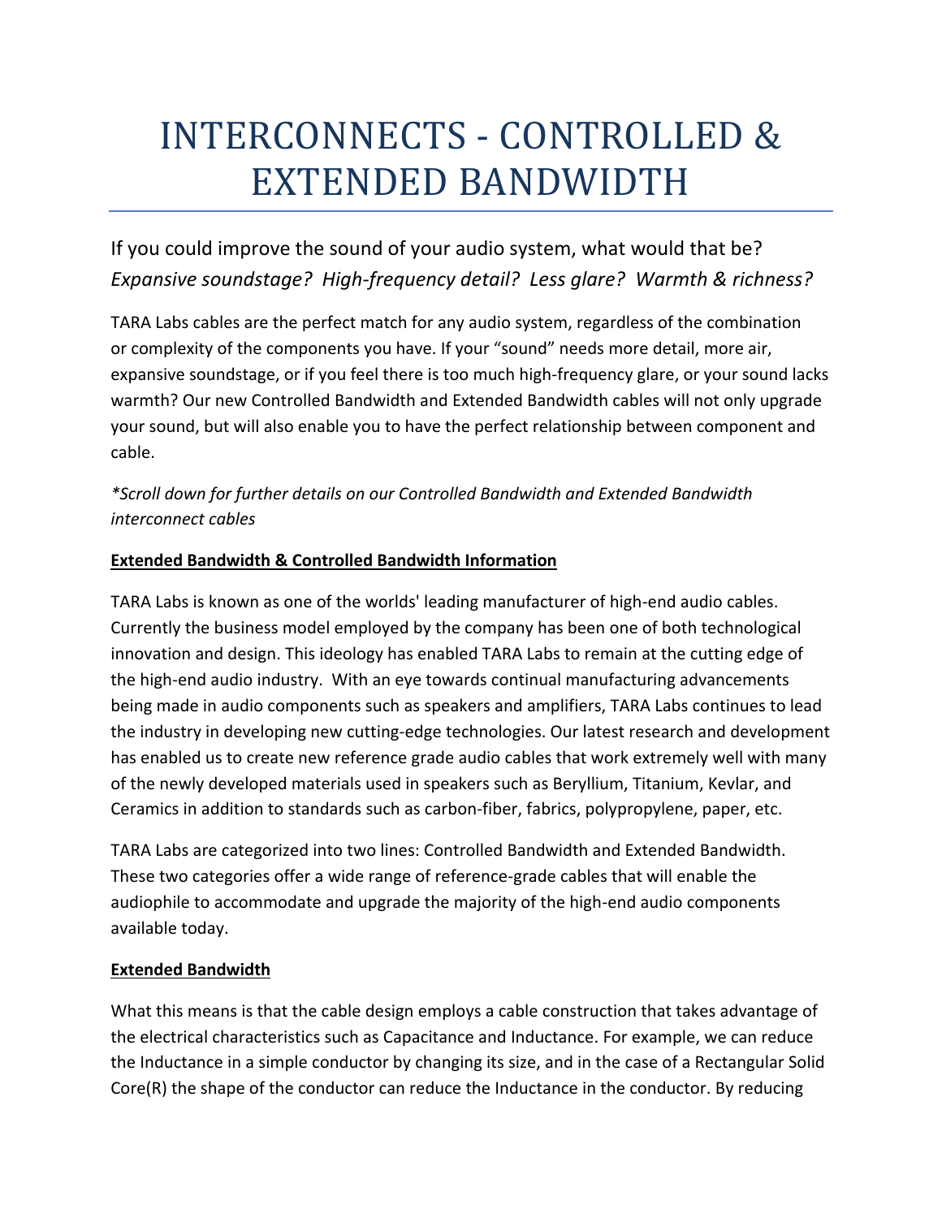# INTERCONNECTS - CONTROLLED & EXTENDED BANDWIDTH

## If you could improve the sound of your audio system, what would that be? *Expansive soundstage? High-frequency detail? Less glare? Warmth & richness?*

TARA Labs cables are the perfect match for any audio system, regardless of the combination or complexity of the components you have. If your "sound" needs more detail, more air, expansive soundstage, or if you feel there is too much high-frequency glare, or your sound lacks warmth? Our new Controlled Bandwidth and Extended Bandwidth cables will not only upgrade your sound, but will also enable you to have the perfect relationship between component and cable.

*\*Scroll down for further details on our Controlled Bandwidth and Extended Bandwidth interconnect cables*

**Extended Bandwidth & Controlled Bandwidth Information**

TARA Labs is known as one of the worlds' leading manufacturer of high-end audio cables. Currently the business model employed by the company has been one of both technological innovation and design. This ideology has enabled TARA Labs to remain at the cutting edge of the high-end audio industry. With an eye towards continual manufacturing advancements being made in audio components such as speakers and amplifiers, TARA Labs continues to lead the industry in developing new cutting-edge technologies. Our latest research and development has enabled us to create new reference grade audio cables that work extremely well with many of the newly developed materials used in speakers such as Beryllium, Titanium, Kevlar, and Ceramics in addition to standards such as carbon-fiber, fabrics, polypropylene, paper, etc.

TARA Labs are categorized into two lines: Controlled Bandwidth and Extended Bandwidth. These two categories offer a wide range of reference-grade cables that will enable the audiophile to accommodate and upgrade the majority of the high-end audio components available today.

**Extended Bandwidth**

What this means is that the cable design employs a cable construction that takes advantage of the electrical characteristics such as Capacitance and Inductance. For example, we can reduce the Inductance in a simple conductor by changing its size, and in the case of a Rectangular Solid Core(R) the shape of the conductor can reduce the Inductance in the conductor. By reducing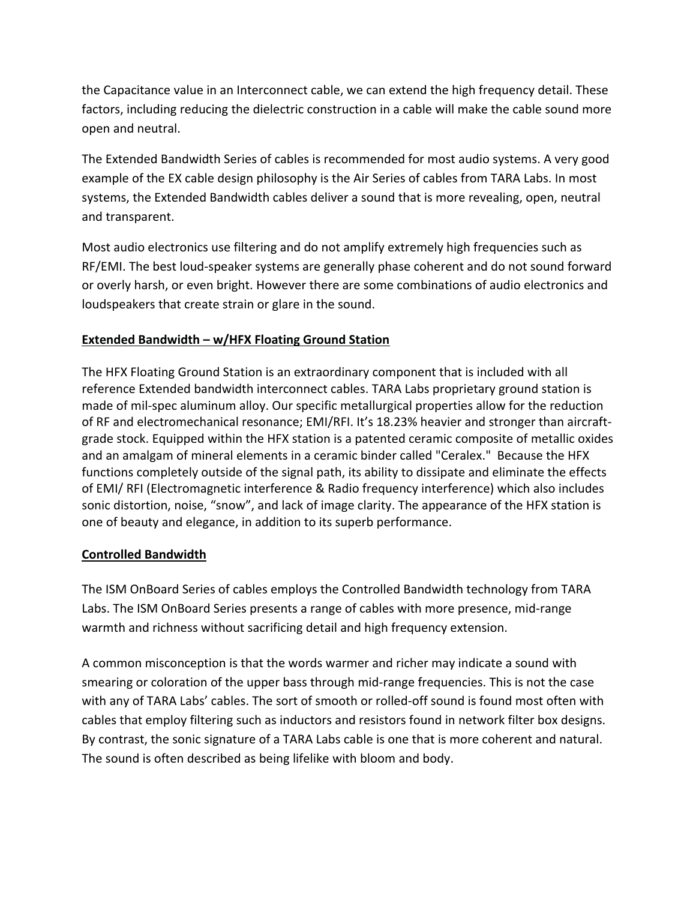the Capacitance value in an Interconnect cable, we can extend the high frequency detail. These factors, including reducing the dielectric construction in a cable will make the cable sound more open and neutral.

The Extended Bandwidth Series of cables is recommended for most audio systems. A very good example of the EX cable design philosophy is the Air Series of cables from TARA Labs. In most systems, the Extended Bandwidth cables deliver a sound that is more revealing, open, neutral and transparent.

Most audio electronics use filtering and do not amplify extremely high frequencies such as RF/EMI. The best loud-speaker systems are generally phase coherent and do not sound forward or overly harsh, or even bright. However there are some combinations of audio electronics and loudspeakers that create strain or glare in the sound.

**Extended Bandwidth – w/HFX Floating Ground Station**

The HFX Floating Ground Station is an extraordinary component that is included with all reference Extended bandwidth interconnect cables. TARA Labs proprietary ground station is made of mil-spec aluminum alloy. Our specific metallurgical properties allow for the reduction of RF and electromechanical resonance; EMI/RFI. It's 18.23% heavier and stronger than aircraft-grade stock. Equipped within the HFX station is a patented ceramic composite of metallic oxides and an amalgam of mineral elements in a ceramic binder called "Ceralex." Because the HFX functions completely outside of the signal path, its ability to dissipate and eliminate the effects of EMI/ RFI (Electromagnetic interference & Radio frequency interference) which also includes sonic distortion, noise, "snow", and lack of image clarity. The appearance of the HFX station is one of beauty and elegance, in addition to its superb performance.

**Controlled Bandwidth**

The ISM OnBoard Series of cables employs the Controlled Bandwidth technology from TARA Labs. The ISM OnBoard Series presents a range of cables with more presence, mid-range warmth and richness without sacrificing detail and high frequency extension.

A common misconception is that the words warmer and richer may indicate a sound with smearing or coloration of the upper bass through mid-range frequencies. This is not the case with any of TARA Labs' cables. The sort of smooth or rolled-off sound is found most often with cables that employ filtering such as inductors and resistors found in network filter box designs. By contrast, the sonic signature of a TARA Labs cable is one that is more coherent and natural. The sound is often described as being lifelike with bloom and body.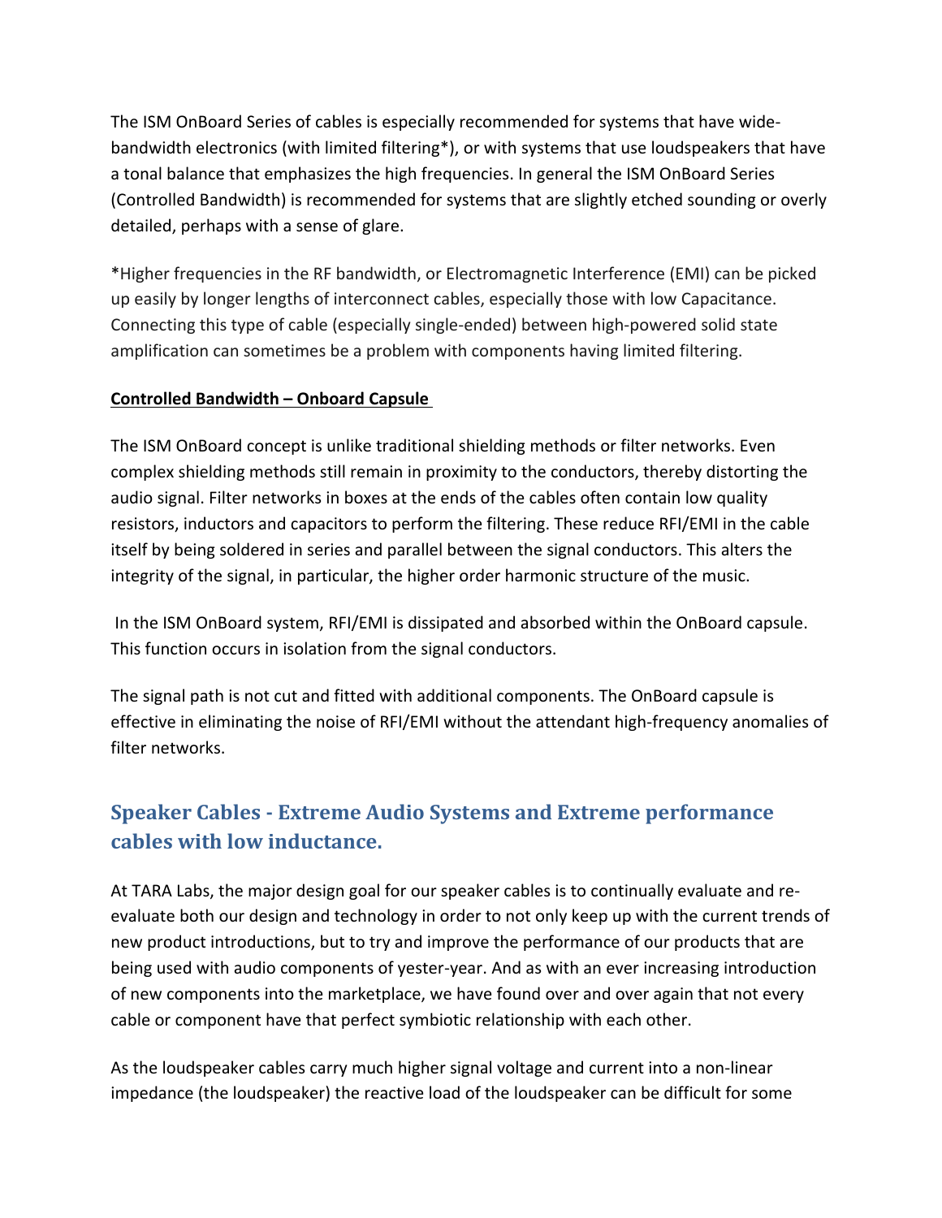The ISM OnBoard Series of cables is especially recommended for systems that have wide-bandwidth electronics (with limited filtering*), or with systems that use loudspeakers that have a tonal balance that emphasizes the high frequencies. In general the ISM OnBoard Series (Controlled Bandwidth) is recommended for systems that are slightly etched sounding or overly detailed, perhaps with a sense of glare.

*Higher frequencies in the RF bandwidth, or Electromagnetic Interference (EMI) can be picked up easily by longer lengths of interconnect cables, especially those with low Capacitance. Connecting this type of cable (especially single-ended) between high-powered solid state amplification can sometimes be a problem with components having limited filtering.

**Controlled Bandwidth – Onboard Capsule**

The ISM OnBoard concept is unlike traditional shielding methods or filter networks. Even complex shielding methods still remain in proximity to the conductors, thereby distorting the audio signal. Filter networks in boxes at the ends of the cables often contain low quality resistors, inductors and capacitors to perform the filtering. These reduce RFI/EMI in the cable itself by being soldered in series and parallel between the signal conductors. This alters the integrity of the signal, in particular, the higher order harmonic structure of the music.

In the ISM OnBoard system, RFI/EMI is dissipated and absorbed within the OnBoard capsule. This function occurs in isolation from the signal conductors.

The signal path is not cut and fitted with additional components. The OnBoard capsule is effective in eliminating the noise of RFI/EMI without the attendant high-frequency anomalies of filter networks.

## Speaker Cables - Extreme Audio Systems and Extreme performance cables with low inductance.

At TARA Labs, the major design goal for our speaker cables is to continually evaluate and re-evaluate both our design and technology in order to not only keep up with the current trends of new product introductions, but to try and improve the performance of our products that are being used with audio components of yester-year. And as with an ever increasing introduction of new components into the marketplace, we have found over and over again that not every cable or component have that perfect symbiotic relationship with each other.

As the loudspeaker cables carry much higher signal voltage and current into a non-linear impedance (the loudspeaker) the reactive load of the loudspeaker can be difficult for some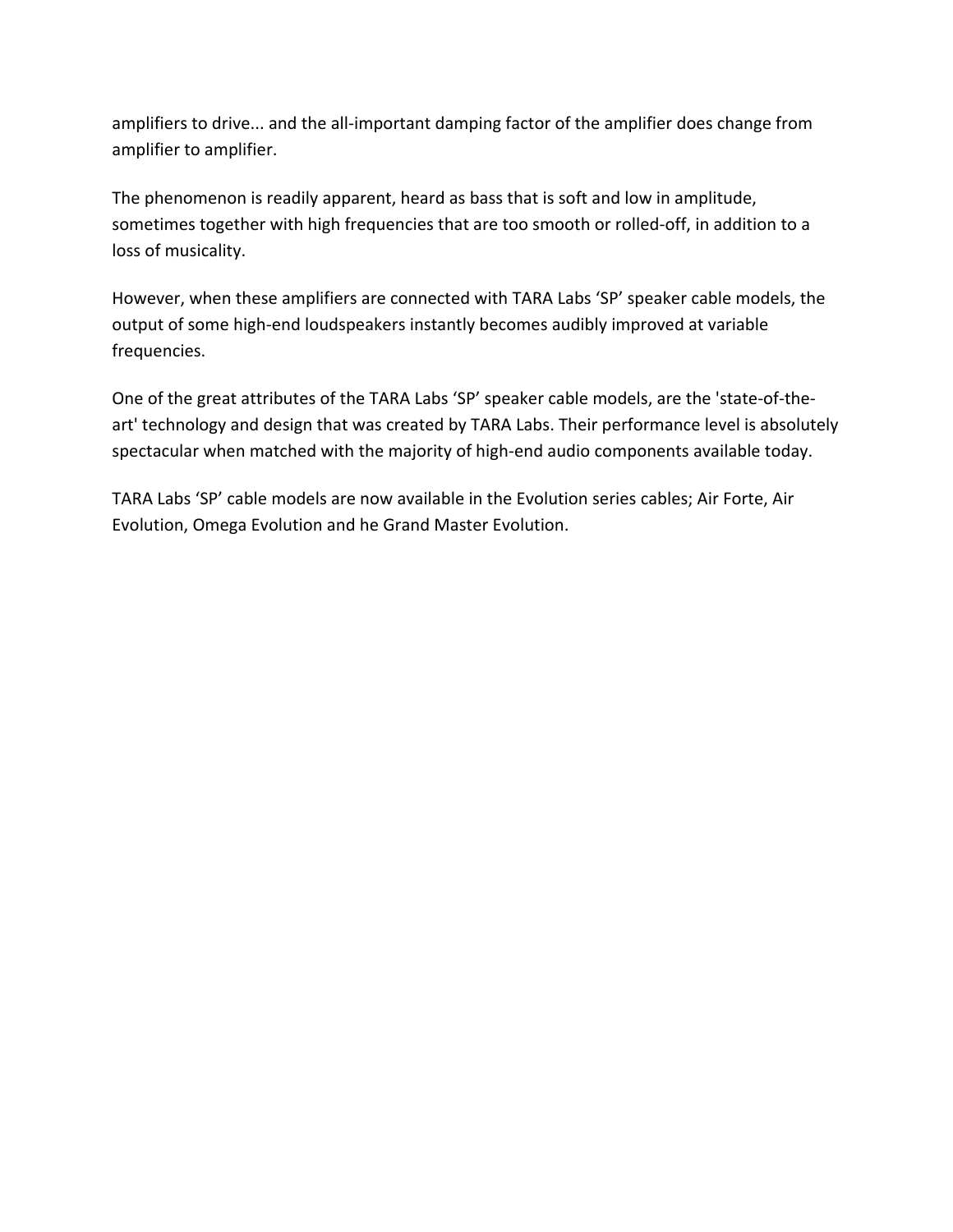amplifiers to drive... and the all-important damping factor of the amplifier does change from amplifier to amplifier.

The phenomenon is readily apparent, heard as bass that is soft and low in amplitude, sometimes together with high frequencies that are too smooth or rolled-off, in addition to a loss of musicality.

However, when these amplifiers are connected with TARA Labs 'SP' speaker cable models, the output of some high-end loudspeakers instantly becomes audibly improved at variable frequencies.

One of the great attributes of the TARA Labs 'SP' speaker cable models, are the 'state-of-the-art' technology and design that was created by TARA Labs. Their performance level is absolutely spectacular when matched with the majority of high-end audio components available today.

TARA Labs 'SP' cable models are now available in the Evolution series cables; Air Forte, Air Evolution, Omega Evolution and he Grand Master Evolution.